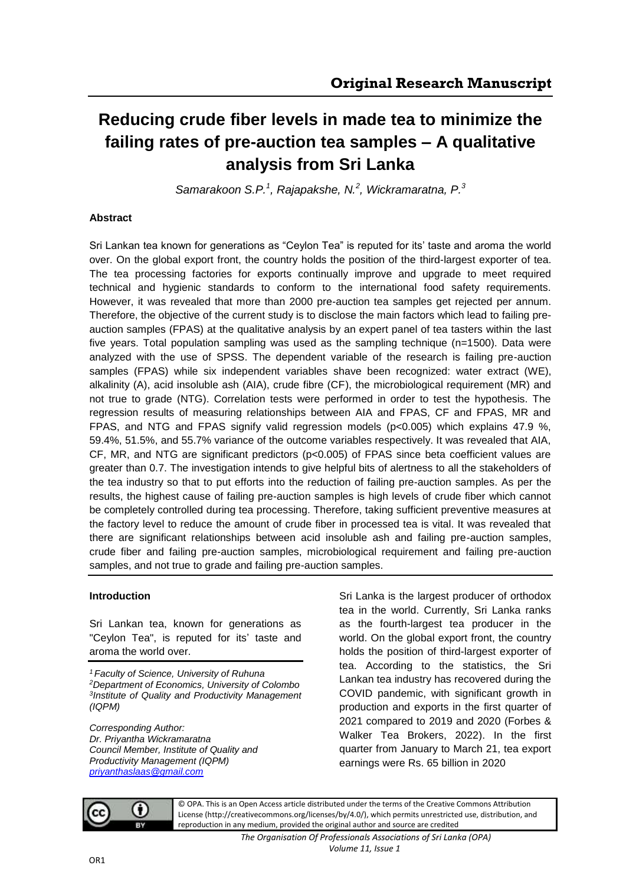Original Research Manuscript

# Reducing crude fiber levels in made tea to minimize the failing rates of pre-auction tea samples – A qualitative analysis from Sri Lanka

*Samarakoon S.P.[1], Rajapakshe, N.[2], Wickramaratna, P.[3]*

### Abstract

Sri Lankan tea known for generations as "Ceylon Tea" is reputed for its' taste and aroma the world over. On the global export front, the country holds the position of the third-largest exporter of tea. The tea processing factories for exports continually improve and upgrade to meet required technical and hygienic standards to conform to the international food safety requirements. However, it was revealed that more than 2000 pre-auction tea samples get rejected per annum. Therefore, the objective of the current study is to disclose the main factors which lead to failing pre-auction samples (FPAS) at the qualitative analysis by an expert panel of tea tasters within the last five years. Total population sampling was used as the sampling technique (n=1500). Data were analyzed with the use of SPSS. The dependent variable of the research is failing pre-auction samples (FPAS) while six independent variables shave been recognized: water extract (WE), alkalinity (A), acid insoluble ash (AIA), crude fibre (CF), the microbiological requirement (MR) and not true to grade (NTG). Correlation tests were performed in order to test the hypothesis. The regression results of measuring relationships between AIA and FPAS, CF and FPAS, MR and FPAS, and NTG and FPAS signify valid regression models ($p<0.005$) which explains 47.9 %, 59.4%, 51.5%, and 55.7% variance of the outcome variables respectively. It was revealed that AIA, CF, MR, and NTG are significant predictors ($p<0.005$) of FPAS since beta coefficient values are greater than 0.7. The investigation intends to give helpful bits of alertness to all the stakeholders of the tea industry so that to put efforts into the reduction of failing pre-auction samples. As per the results, the highest cause of failing pre-auction samples is high levels of crude fiber which cannot be completely controlled during tea processing. Therefore, taking sufficient preventive measures at the factory level to reduce the amount of crude fiber in processed tea is vital. It was revealed that there are significant relationships between acid insoluble ash and failing pre-auction samples, crude fiber and failing pre-auction samples, microbiological requirement and failing pre-auction samples, and not true to grade and failing pre-auction samples.

### Introduction

Sri Lankan tea, known for generations as "Ceylon Tea", is reputed for its' taste and aroma the world over.

Sri Lanka is the largest producer of orthodox tea in the world. Currently, Sri Lanka ranks as the fourth-largest tea producer in the world. On the global export front, the country holds the position of third-largest exporter of tea. According to the statistics, the Sri Lankan tea industry has recovered during the COVID pandemic, with significant growth in production and exports in the first quarter of 2021 compared to 2019 and 2020 (Forbes & Walker Tea Brokers, 2022). In the first quarter from January to March 21, tea export earnings were Rs. 65 billion in 2020

*[1] Faculty of Science, University of Ruhuna*
*[2] Department of Economics, University of Colombo*
*[3] Institute of Quality and Productivity Management (IQPM)*

*Corresponding Author:*
*Dr. Priyantha Wickramaratna*
*Council Member, Institute of Quality and Productivity Management (IQPM)*
*priyanthaslaas@gmail.com*

© OPA. This is an Open Access article distributed under the terms of the Creative Commons Attribution License (http://creativecommons.org/licenses/by/4.0/), which permits unrestricted use, distribution, and reproduction in any medium, provided the original author and source are credited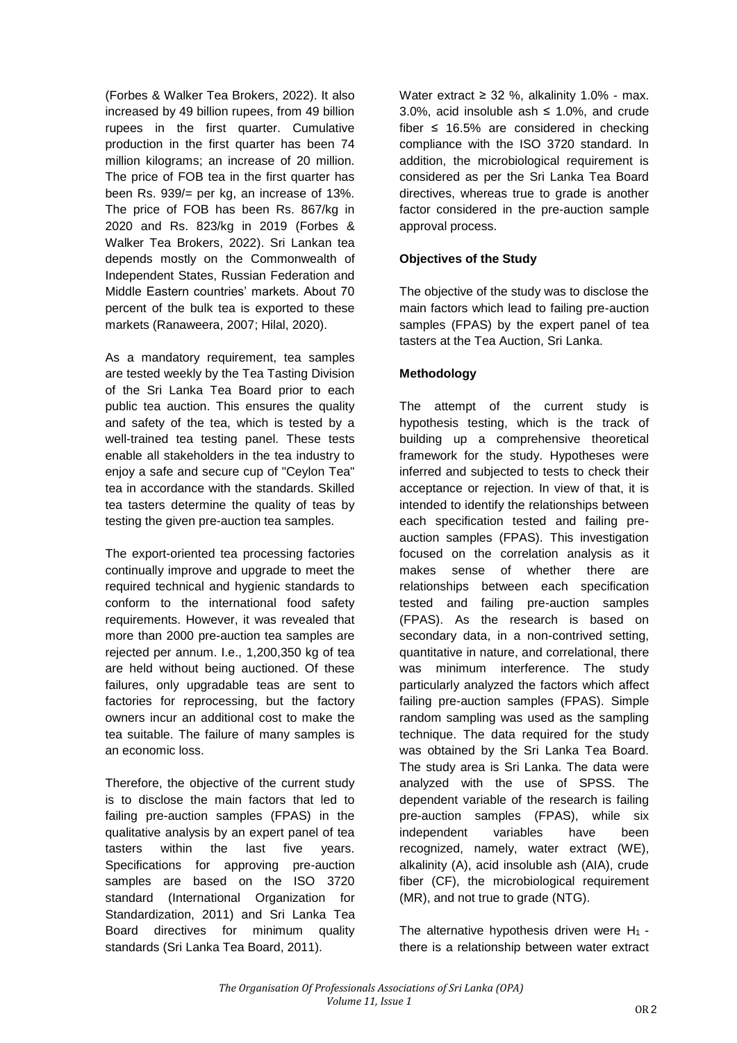(Forbes & Walker Tea Brokers, 2022). It also increased by 49 billion rupees, from 49 billion rupees in the first quarter. Cumulative production in the first quarter has been 74 million kilograms; an increase of 20 million. The price of FOB tea in the first quarter has been Rs. 939/= per kg, an increase of 13%. The price of FOB has been Rs. 867/kg in 2020 and Rs. 823/kg in 2019 (Forbes & Walker Tea Brokers, 2022). Sri Lankan tea depends mostly on the Commonwealth of Independent States, Russian Federation and Middle Eastern countries' markets. About 70 percent of the bulk tea is exported to these markets (Ranaweera, 2007; Hilal, 2020).

As a mandatory requirement, tea samples are tested weekly by the Tea Tasting Division of the Sri Lanka Tea Board prior to each public tea auction. This ensures the quality and safety of the tea, which is tested by a well-trained tea testing panel. These tests enable all stakeholders in the tea industry to enjoy a safe and secure cup of "Ceylon Tea" tea in accordance with the standards. Skilled tea tasters determine the quality of teas by testing the given pre-auction tea samples.

The export-oriented tea processing factories continually improve and upgrade to meet the required technical and hygienic standards to conform to the international food safety requirements. However, it was revealed that more than 2000 pre-auction tea samples are rejected per annum. I.e., 1,200,350 kg of tea are held without being auctioned. Of these failures, only upgradable teas are sent to factories for reprocessing, but the factory owners incur an additional cost to make the tea suitable. The failure of many samples is an economic loss.

Therefore, the objective of the current study is to disclose the main factors that led to failing pre-auction samples (FPAS) in the qualitative analysis by an expert panel of tea tasters within the last five years. Specifications for approving pre-auction samples are based on the ISO 3720 standard (International Organization for Standardization, 2011) and Sri Lanka Tea Board directives for minimum quality standards (Sri Lanka Tea Board, 2011).

Water extract ≥ 32 %, alkalinity 1.0% - max. 3.0%, acid insoluble ash ≤ 1.0%, and crude fiber ≤ 16.5% are considered in checking compliance with the ISO 3720 standard. In addition, the microbiological requirement is considered as per the Sri Lanka Tea Board directives, whereas true to grade is another factor considered in the pre-auction sample approval process.

### Objectives of the Study

The objective of the study was to disclose the main factors which lead to failing pre-auction samples (FPAS) by the expert panel of tea tasters at the Tea Auction, Sri Lanka.

### Methodology

The attempt of the current study is hypothesis testing, which is the track of building up a comprehensive theoretical framework for the study. Hypotheses were inferred and subjected to tests to check their acceptance or rejection. In view of that, it is intended to identify the relationships between each specification tested and failing pre-auction samples (FPAS). This investigation focused on the correlation analysis as it makes sense of whether there are relationships between each specification tested and failing pre-auction samples (FPAS). As the research is based on secondary data, in a non-contrived setting, quantitative in nature, and correlational, there was minimum interference. The study particularly analyzed the factors which affect failing pre-auction samples (FPAS). Simple random sampling was used as the sampling technique. The data required for the study was obtained by the Sri Lanka Tea Board. The study area is Sri Lanka. The data were analyzed with the use of SPSS. The dependent variable of the research is failing pre-auction samples (FPAS), while six independent variables have been recognized, namely, water extract (WE), alkalinity (A), acid insoluble ash (AIA), crude fiber (CF), the microbiological requirement (MR), and not true to grade (NTG).

The alternative hypothesis driven were $H_1$ - there is a relationship between water extract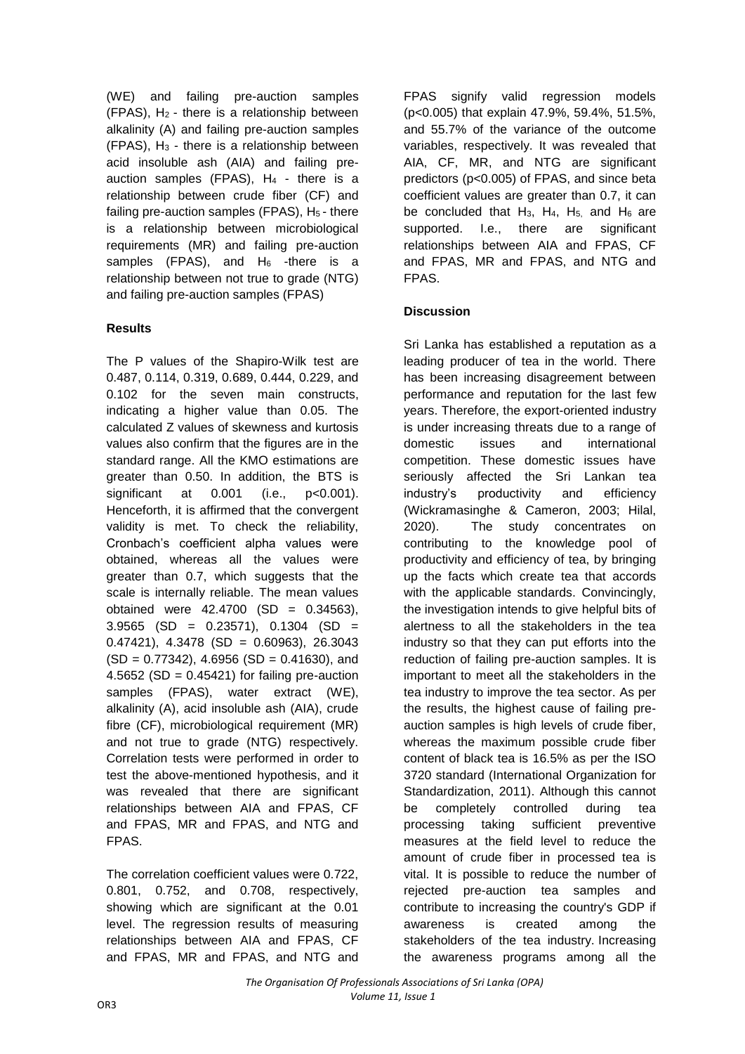(WE) and failing pre-auction samples (FPAS), $H_2$ - there is a relationship between alkalinity (A) and failing pre-auction samples (FPAS), $H_3$ - there is a relationship between acid insoluble ash (AIA) and failing pre-auction samples (FPAS), $H_4$ - there is a relationship between crude fiber (CF) and failing pre-auction samples (FPAS), $H_5$ - there is a relationship between microbiological requirements (MR) and failing pre-auction samples (FPAS), and $H_6$ -there is a relationship between not true to grade (NTG) and failing pre-auction samples (FPAS)

### Results

The P values of the Shapiro-Wilk test are 0.487, 0.114, 0.319, 0.689, 0.444, 0.229, and 0.102 for the seven main constructs, indicating a higher value than 0.05. The calculated Z values of skewness and kurtosis values also confirm that the figures are in the standard range. All the KMO estimations are greater than 0.50. In addition, the BTS is significant at 0.001 (i.e., $p<0.001$). Henceforth, it is affirmed that the convergent validity is met. To check the reliability, Cronbach's coefficient alpha values were obtained, whereas all the values were greater than 0.7, which suggests that the scale is internally reliable. The mean values obtained were 42.4700 (SD = 0.34563), 3.9565 (SD = 0.23571), 0.1304 (SD = 0.47421), 4.3478 (SD = 0.60963), 26.3043 (SD = 0.77342), 4.6956 (SD = 0.41630), and 4.5652 (SD = 0.45421) for failing pre-auction samples (FPAS), water extract (WE), alkalinity (A), acid insoluble ash (AIA), crude fibre (CF), microbiological requirement (MR) and not true to grade (NTG) respectively. Correlation tests were performed in order to test the above-mentioned hypothesis, and it was revealed that there are significant relationships between AIA and FPAS, CF and FPAS, MR and FPAS, and NTG and FPAS.

The correlation coefficient values were 0.722, 0.801, 0.752, and 0.708, respectively, showing which are significant at the 0.01 level. The regression results of measuring relationships between AIA and FPAS, CF and FPAS, MR and FPAS, and NTG and FPAS signify valid regression models ($p<0.005$) that explain 47.9%, 59.4%, 51.5%, and 55.7% of the variance of the outcome variables, respectively. It was revealed that AIA, CF, MR, and NTG are significant predictors ($p<0.005$) of FPAS, and since beta coefficient values are greater than 0.7, it can be concluded that $H_3$, $H_4$, $H_5$, and $H_6$ are supported. I.e., there are significant relationships between AIA and FPAS, CF and FPAS, MR and FPAS, and NTG and FPAS.

### Discussion

Sri Lanka has established a reputation as a leading producer of tea in the world. There has been increasing disagreement between performance and reputation for the last few years. Therefore, the export-oriented industry is under increasing threats due to a range of domestic issues and international competition. These domestic issues have seriously affected the Sri Lankan tea industry's productivity and efficiency (Wickramasinghe & Cameron, 2003; Hilal, 2020). The study concentrates on contributing to the knowledge pool of productivity and efficiency of tea, by bringing up the facts which create tea that accords with the applicable standards. Convincingly, the investigation intends to give helpful bits of alertness to all the stakeholders in the tea industry so that they can put efforts into the reduction of failing pre-auction samples. It is important to meet all the stakeholders in the tea industry to improve the tea sector. As per the results, the highest cause of failing pre-auction samples is high levels of crude fiber, whereas the maximum possible crude fiber content of black tea is 16.5% as per the ISO 3720 standard (International Organization for Standardization, 2011). Although this cannot be completely controlled during tea processing taking sufficient preventive measures at the field level to reduce the amount of crude fiber in processed tea is vital. It is possible to reduce the number of rejected pre-auction tea samples and contribute to increasing the country's GDP if awareness is created among the stakeholders of the tea industry. Increasing the awareness programs among all the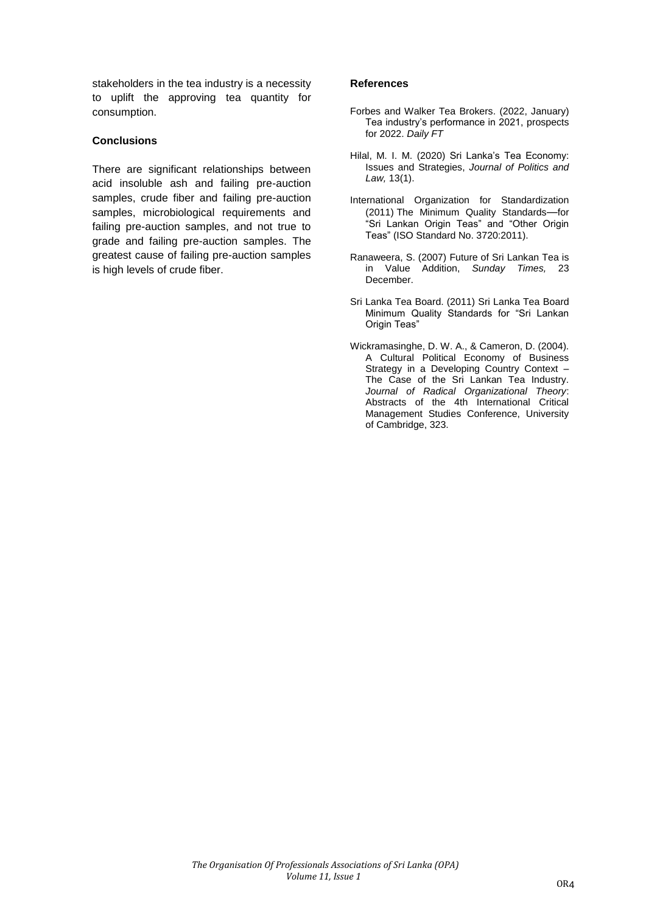stakeholders in the tea industry is a necessity to uplift the approving tea quantity for consumption.

## Conclusions

There are significant relationships between acid insoluble ash and failing pre-auction samples, crude fiber and failing pre-auction samples, microbiological requirements and failing pre-auction samples, and not true to grade and failing pre-auction samples. The greatest cause of failing pre-auction samples is high levels of crude fiber.

## References

Forbes and Walker Tea Brokers. (2022, January) Tea industry's performance in 2021, prospects for 2022. *Daily FT*

Hilal, M. I. M. (2020) Sri Lanka's Tea Economy: Issues and Strategies, *Journal of Politics and Law,* 13(1).

International Organization for Standardization (2011) The Minimum Quality Standards—for "Sri Lankan Origin Teas" and "Other Origin Teas" (ISO Standard No. 3720:2011).

Ranaweera, S. (2007) Future of Sri Lankan Tea is in Value Addition, *Sunday Times,* 23 December.

Sri Lanka Tea Board. (2011) Sri Lanka Tea Board Minimum Quality Standards for "Sri Lankan Origin Teas"

Wickramasinghe, D. W. A., & Cameron, D. (2004). A Cultural Political Economy of Business Strategy in a Developing Country Context – The Case of the Sri Lankan Tea Industry. *Journal of Radical Organizational Theory*: Abstracts of the 4th International Critical Management Studies Conference, University of Cambridge, 323.